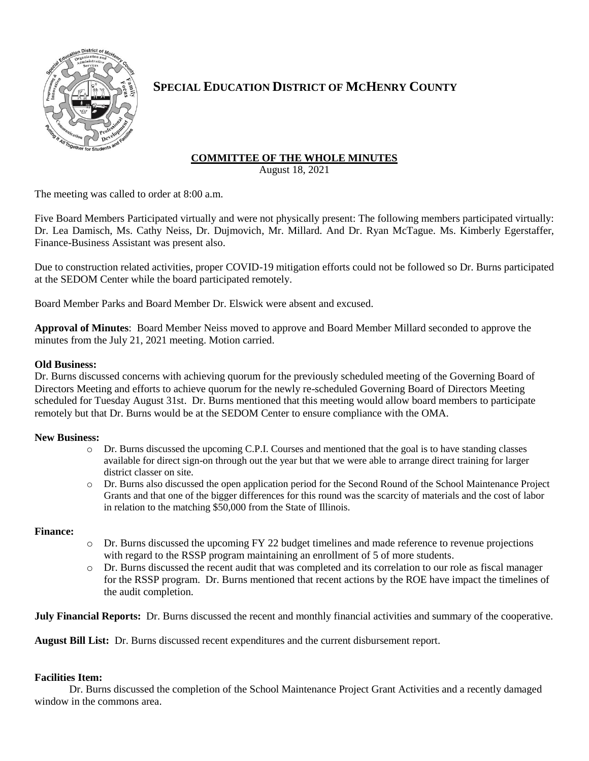# SPECIAL EDUCATION DISTRICT OF MCHENRY COUNTY

**COMMITTEE OF THE WHOLE MINUTES**
August 18, 2021

The meeting was called to order at 8:00 a.m.

Five Board Members Participated virtually and were not physically present: The following members participated virtually: Dr. Lea Damisch, Ms. Cathy Neiss, Dr. Dujmovich, Mr. Millard. And Dr. Ryan McTague. Ms. Kimberly Egerstaffer, Finance-Business Assistant was present also.

Due to construction related activities, proper COVID-19 mitigation efforts could not be followed so Dr. Burns participated at the SEDOM Center while the board participated remotely.

Board Member Parks and Board Member Dr. Elswick were absent and excused.

**Approval of Minutes**: Board Member Neiss moved to approve and Board Member Millard seconded to approve the minutes from the July 21, 2021 meeting. Motion carried.

**Old Business:**
Dr. Burns discussed concerns with achieving quorum for the previously scheduled meeting of the Governing Board of Directors Meeting and efforts to achieve quorum for the newly re-scheduled Governing Board of Directors Meeting scheduled for Tuesday August 31st. Dr. Burns mentioned that this meeting would allow board members to participate remotely but that Dr. Burns would be at the SEDOM Center to ensure compliance with the OMA.

**New Business:**

- Dr. Burns discussed the upcoming C.P.I. Courses and mentioned that the goal is to have standing classes available for direct sign-on through out the year but that we were able to arrange direct training for larger district classer on site.
- Dr. Burns also discussed the open application period for the Second Round of the School Maintenance Project Grants and that one of the bigger differences for this round was the scarcity of materials and the cost of labor in relation to the matching $50,000 from the State of Illinois.

**Finance:**

- Dr. Burns discussed the upcoming FY 22 budget timelines and made reference to revenue projections with regard to the RSSP program maintaining an enrollment of 5 of more students.
- Dr. Burns discussed the recent audit that was completed and its correlation to our role as fiscal manager for the RSSP program. Dr. Burns mentioned that recent actions by the ROE have impact the timelines of the audit completion.

**July Financial Reports:** Dr. Burns discussed the recent and monthly financial activities and summary of the cooperative.

**August Bill List:** Dr. Burns discussed recent expenditures and the current disbursement report.

**Facilities Item:**
Dr. Burns discussed the completion of the School Maintenance Project Grant Activities and a recently damaged window in the commons area.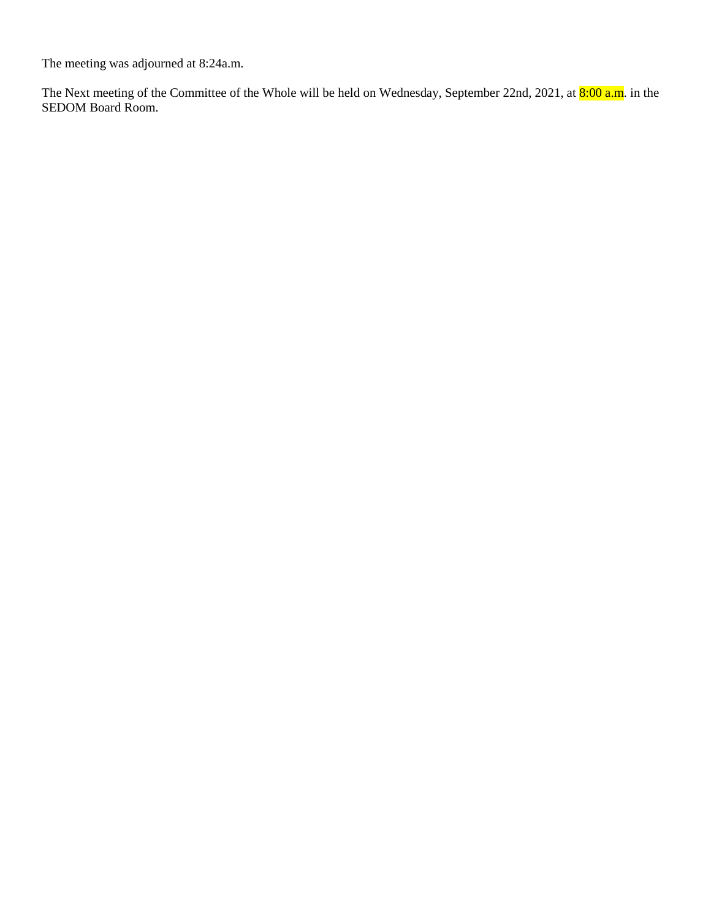The meeting was adjourned at 8:24a.m.

The Next meeting of the Committee of the Whole will be held on Wednesday, September 22nd, 2021, at 8:00 a.m. in the SEDOM Board Room.